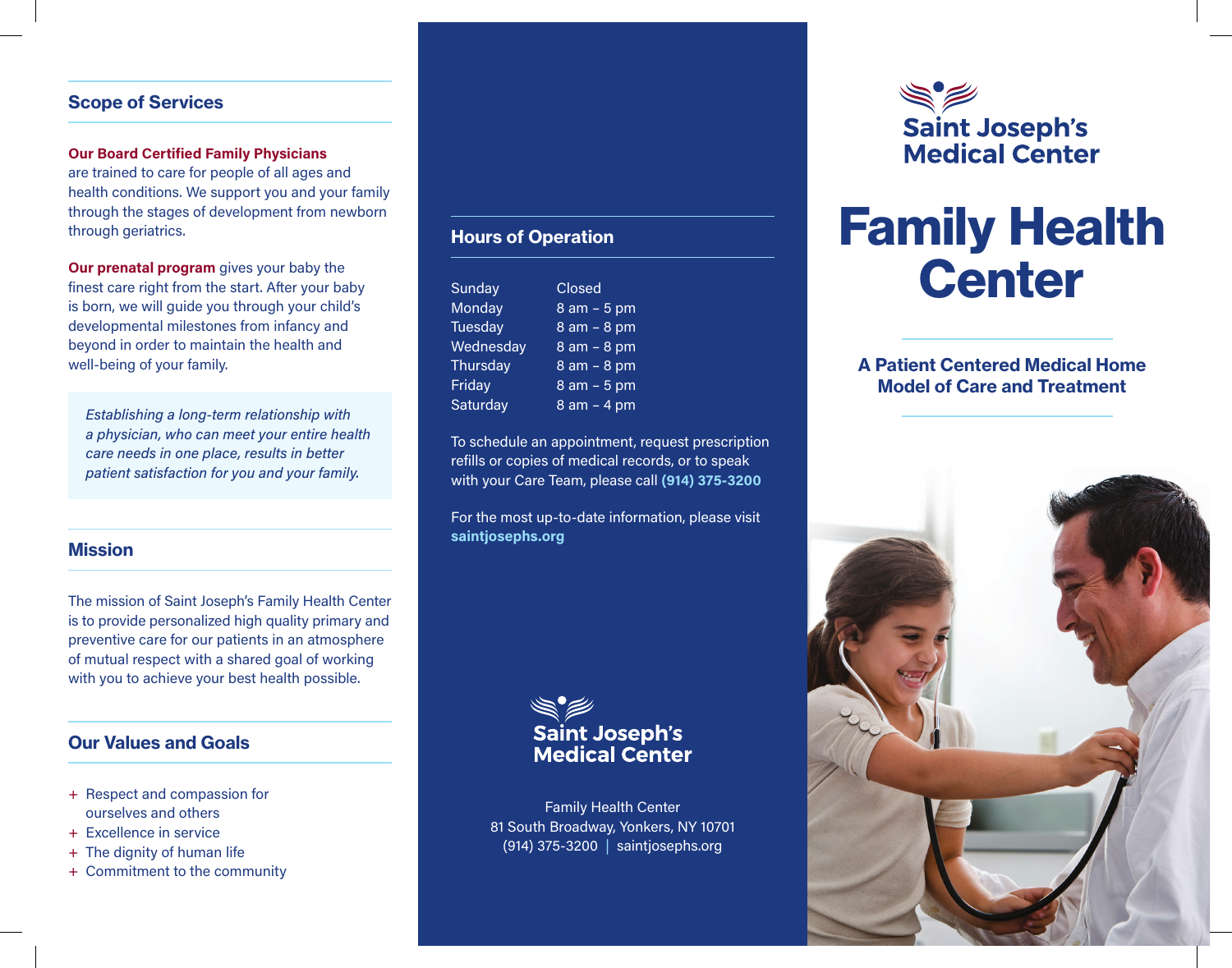## Scope of Services

**Our Board Certified Family Physicians** are trained to care for people of all ages and health conditions. We support you and your family through the stages of development from newborn through geriatrics.

**Our prenatal program** gives your baby the finest care right from the start. After your baby is born, we will guide you through your child's developmental milestones from infancy and beyond in order to maintain the health and well-being of your family.

*Establishing a long-term relationship with a physician, who can meet your entire health care needs in one place, results in better patient satisfaction for you and your family.*

## Mission

The mission of Saint Joseph's Family Health Center is to provide personalized high quality primary and preventive care for our patients in an atmosphere of mutual respect with a shared goal of working with you to achieve your best health possible.

## Our Values and Goals

+ Respect and compassion for ourselves and others
+ Excellence in service
+ The dignity of human life
+ Commitment to the community

## Hours of Operation

| Day | Hours |
|---|---|
| Sunday | Closed |
| Monday | 8 am – 5 pm |
| Tuesday | 8 am – 8 pm |
| Wednesday | 8 am – 8 pm |
| Thursday | 8 am – 8 pm |
| Friday | 8 am – 5 pm |
| Saturday | 8 am – 4 pm |

To schedule an appointment, request prescription refills or copies of medical records, or to speak with your Care Team, please call **(914) 375-3200**

For the most up-to-date information, please visit **saintjosephs.org**

Saint Joseph's Medical Center

Family Health Center
81 South Broadway, Yonkers, NY 10701
(914) 375-3200 | saintjosephs.org

Saint Joseph's Medical Center

# Family Health Center

**A Patient Centered Medical Home Model of Care and Treatment**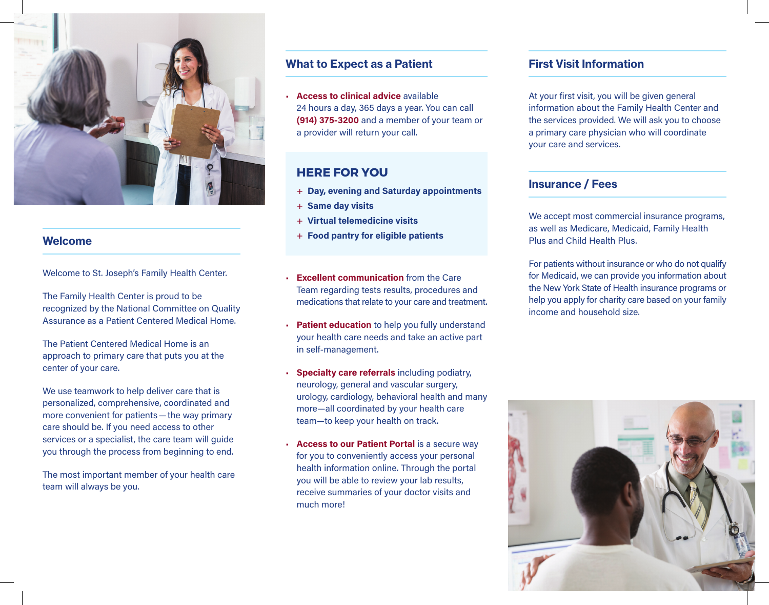## Welcome

Welcome to St. Joseph's Family Health Center.

The Family Health Center is proud to be recognized by the National Committee on Quality Assurance as a Patient Centered Medical Home.

The Patient Centered Medical Home is an approach to primary care that puts you at the center of your care.

We use teamwork to help deliver care that is personalized, comprehensive, coordinated and more convenient for patients — the way primary care should be. If you need access to other services or a specialist, the care team will guide you through the process from beginning to end.

The most important member of your health care team will always be you.

## What to Expect as a Patient

- **Access to clinical advice** available 24 hours a day, 365 days a year. You can call **(914) 375-3200** and a member of your team or a provider will return your call.

### HERE FOR YOU

+ **Day, evening and Saturday appointments**
+ **Same day visits**
+ **Virtual telemedicine visits**
+ **Food pantry for eligible patients**

- **Excellent communication** from the Care Team regarding tests results, procedures and medications that relate to your care and treatment.
- **Patient education** to help you fully understand your health care needs and take an active part in self-management.
- **Specialty care referrals** including podiatry, neurology, general and vascular surgery, urology, cardiology, behavioral health and many more—all coordinated by your health care team—to keep your health on track.
- **Access to our Patient Portal** is a secure way for you to conveniently access your personal health information online. Through the portal you will be able to review your lab results, receive summaries of your doctor visits and much more!

## First Visit Information

At your first visit, you will be given general information about the Family Health Center and the services provided. We will ask you to choose a primary care physician who will coordinate your care and services.

## Insurance / Fees

We accept most commercial insurance programs, as well as Medicare, Medicaid, Family Health Plus and Child Health Plus.

For patients without insurance or who do not qualify for Medicaid, we can provide you information about the New York State of Health insurance programs or help you apply for charity care based on your family income and household size.